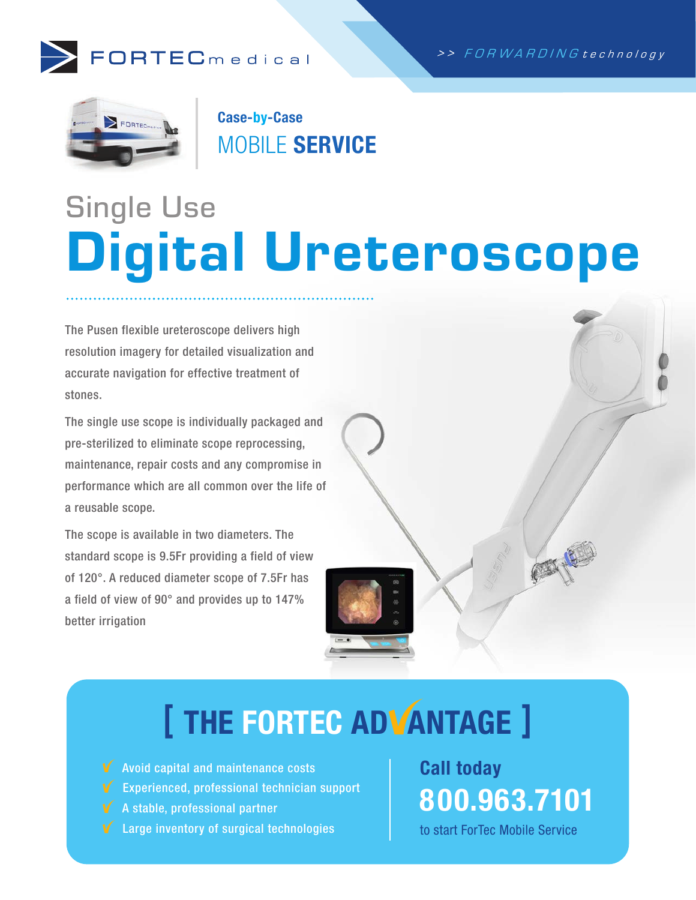FORTECmedical

>> FORWARDING technology

**Case-by-Case**
MOBILE **SERVICE**

## Single Use

# Digital Ureteroscope

The Pusen flexible ureteroscope delivers high resolution imagery for detailed visualization and accurate navigation for effective treatment of stones.

The single use scope is individually packaged and pre-sterilized to eliminate scope reprocessing, maintenance, repair costs and any compromise in performance which are all common over the life of a reusable scope.

The scope is available in two diameters. The standard scope is 9.5Fr providing a field of view of 120°. A reduced diameter scope of 7.5Fr has a field of view of 90° and provides up to 147% better irrigation

## [ THE FORTEC ADVANTAGE ]

- Avoid capital and maintenance costs
- Experienced, professional technician support
- A stable, professional partner
- Large inventory of surgical technologies

**Call today**
**800.963.7101**
to start ForTec Mobile Service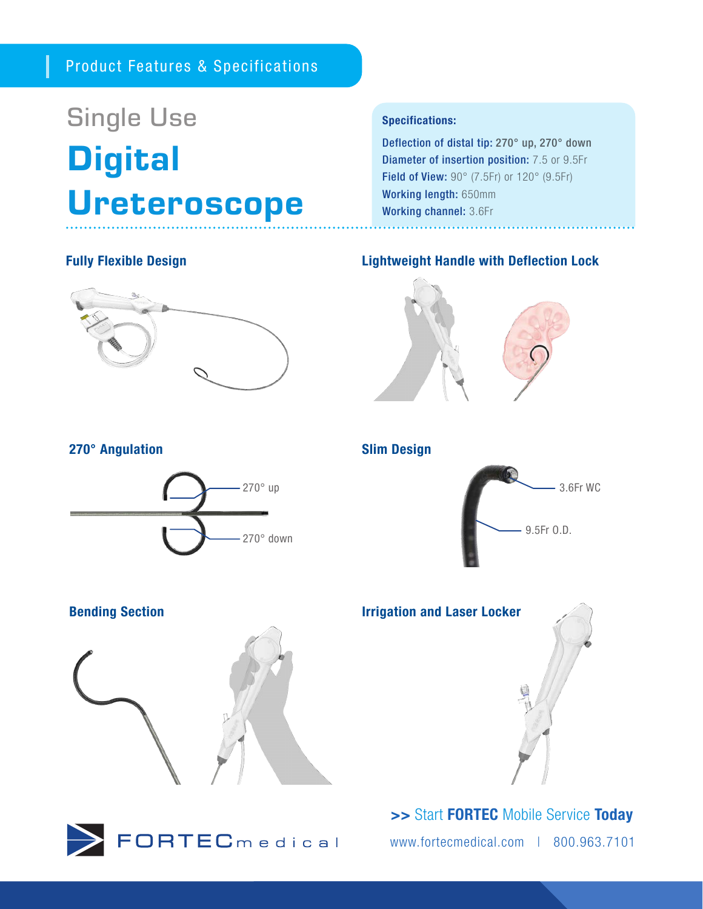## Product Features & Specifications

# Single Use Digital Ureteroscope

**Specifications:**

**Deflection of distal tip: 270° up, 270° down**
**Diameter of insertion position:** 7.5 or 9.5Fr
**Field of View:** 90° (7.5Fr) or 120° (9.5Fr)
**Working length:** 650mm
**Working channel:** 3.6Fr

### Fully Flexible Design

### Lightweight Handle with Deflection Lock

### 270° Angulation

270° up

270° down

### Slim Design

3.6Fr WC

9.5Fr O.D.

### Bending Section

### Irrigation and Laser Locker

FORTECmedical

**>> Start FORTEC Mobile Service Today**

www.fortecmedical.com | 800.963.7101